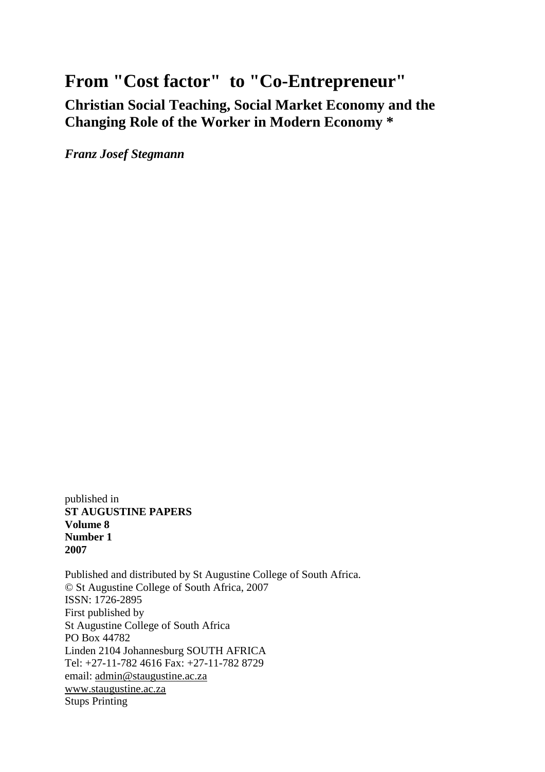# From "Cost factor" to "Co-Entrepreneur"

## Christian Social Teaching, Social Market Economy and the Changing Role of the Worker in Modern Economy *

***Franz Josef Stegmann***

published in
**ST AUGUSTINE PAPERS**
**Volume 8**
**Number 1**
**2007**

Published and distributed by St Augustine College of South Africa.
© St Augustine College of South Africa, 2007
ISSN: 1726-2895
First published by
St Augustine College of South Africa
PO Box 44782
Linden 2104 Johannesburg SOUTH AFRICA
Tel: +27-11-782 4616 Fax: +27-11-782 8729
email: admin@staugustine.ac.za
www.staugustine.ac.za
Stups Printing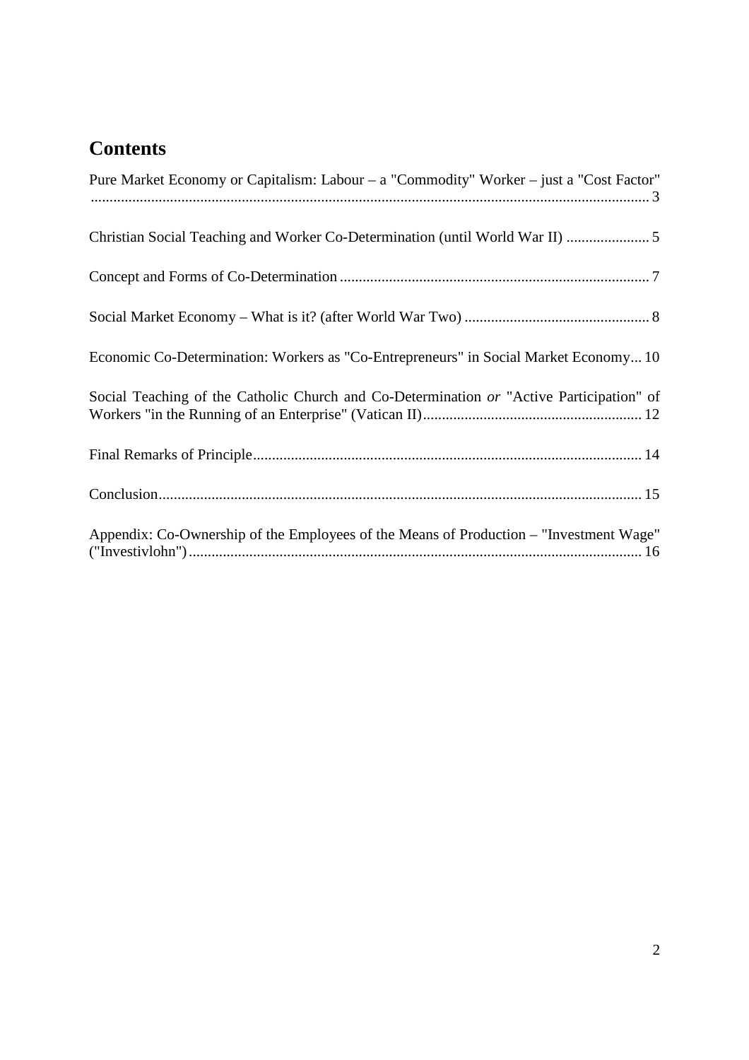# Contents

Pure Market Economy or Capitalism: Labour – a "Commodity" Worker – just a "Cost Factor" .... 3

Christian Social Teaching and Worker Co-Determination (until World War II) .... 5

Concept and Forms of Co-Determination .... 7

Social Market Economy – What is it? (after World War Two) .... 8

Economic Co-Determination: Workers as "Co-Entrepreneurs" in Social Market Economy... 10

Social Teaching of the Catholic Church and Co-Determination *or* "Active Participation" of Workers "in the Running of an Enterprise" (Vatican II) .... 12

Final Remarks of Principle .... 14

Conclusion .... 15

Appendix: Co-Ownership of the Employees of the Means of Production – "Investment Wage" ("Investivlohn") .... 16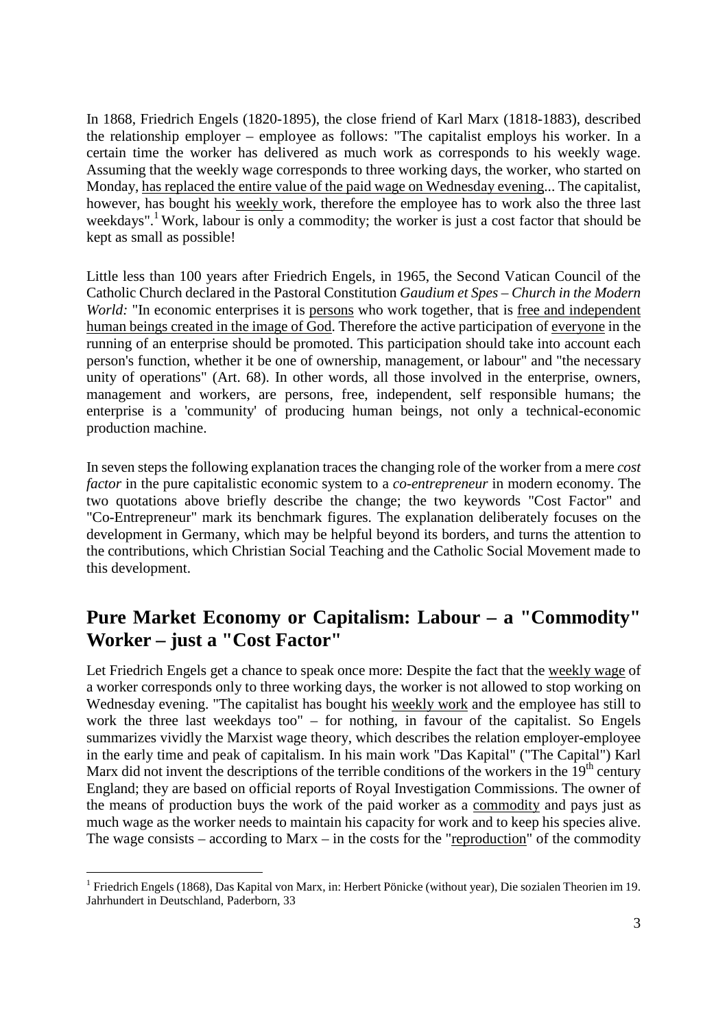In 1868, Friedrich Engels (1820-1895), the close friend of Karl Marx (1818-1883), described the relationship employer – employee as follows: "The capitalist employs his worker. In a certain time the worker has delivered as much work as corresponds to his weekly wage. Assuming that the weekly wage corresponds to three working days, the worker, who started on Monday, has replaced the entire value of the paid wage on Wednesday evening... The capitalist, however, has bought his weekly work, therefore the employee has to work also the three last weekdays".[1] Work, labour is only a commodity; the worker is just a cost factor that should be kept as small as possible!

Little less than 100 years after Friedrich Engels, in 1965, the Second Vatican Council of the Catholic Church declared in the Pastoral Constitution *Gaudium et Spes – Church in the Modern World:* "In economic enterprises it is persons who work together, that is free and independent human beings created in the image of God. Therefore the active participation of everyone in the running of an enterprise should be promoted. This participation should take into account each person's function, whether it be one of ownership, management, or labour" and "the necessary unity of operations" (Art. 68). In other words, all those involved in the enterprise, owners, management and workers, are persons, free, independent, self responsible humans; the enterprise is a 'community' of producing human beings, not only a technical-economic production machine.

In seven steps the following explanation traces the changing role of the worker from a mere *cost factor* in the pure capitalistic economic system to a *co-entrepreneur* in modern economy. The two quotations above briefly describe the change; the two keywords "Cost Factor" and "Co-Entrepreneur" mark its benchmark figures. The explanation deliberately focuses on the development in Germany, which may be helpful beyond its borders, and turns the attention to the contributions, which Christian Social Teaching and the Catholic Social Movement made to this development.

## Pure Market Economy or Capitalism: Labour – a "Commodity" Worker – just a "Cost Factor"

Let Friedrich Engels get a chance to speak once more: Despite the fact that the weekly wage of a worker corresponds only to three working days, the worker is not allowed to stop working on Wednesday evening. "The capitalist has bought his weekly work and the employee has still to work the three last weekdays too" – for nothing, in favour of the capitalist. So Engels summarizes vividly the Marxist wage theory, which describes the relation employer-employee in the early time and peak of capitalism. In his main work "Das Kapital" ("The Capital") Karl Marx did not invent the descriptions of the terrible conditions of the workers in the 19th century England; they are based on official reports of Royal Investigation Commissions. The owner of the means of production buys the work of the paid worker as a commodity and pays just as much wage as the worker needs to maintain his capacity for work and to keep his species alive. The wage consists – according to Marx – in the costs for the "reproduction" of the commodity

[1] Friedrich Engels (1868), Das Kapital von Marx, in: Herbert Pönicke (without year), Die sozialen Theorien im 19. Jahrhundert in Deutschland, Paderborn, 33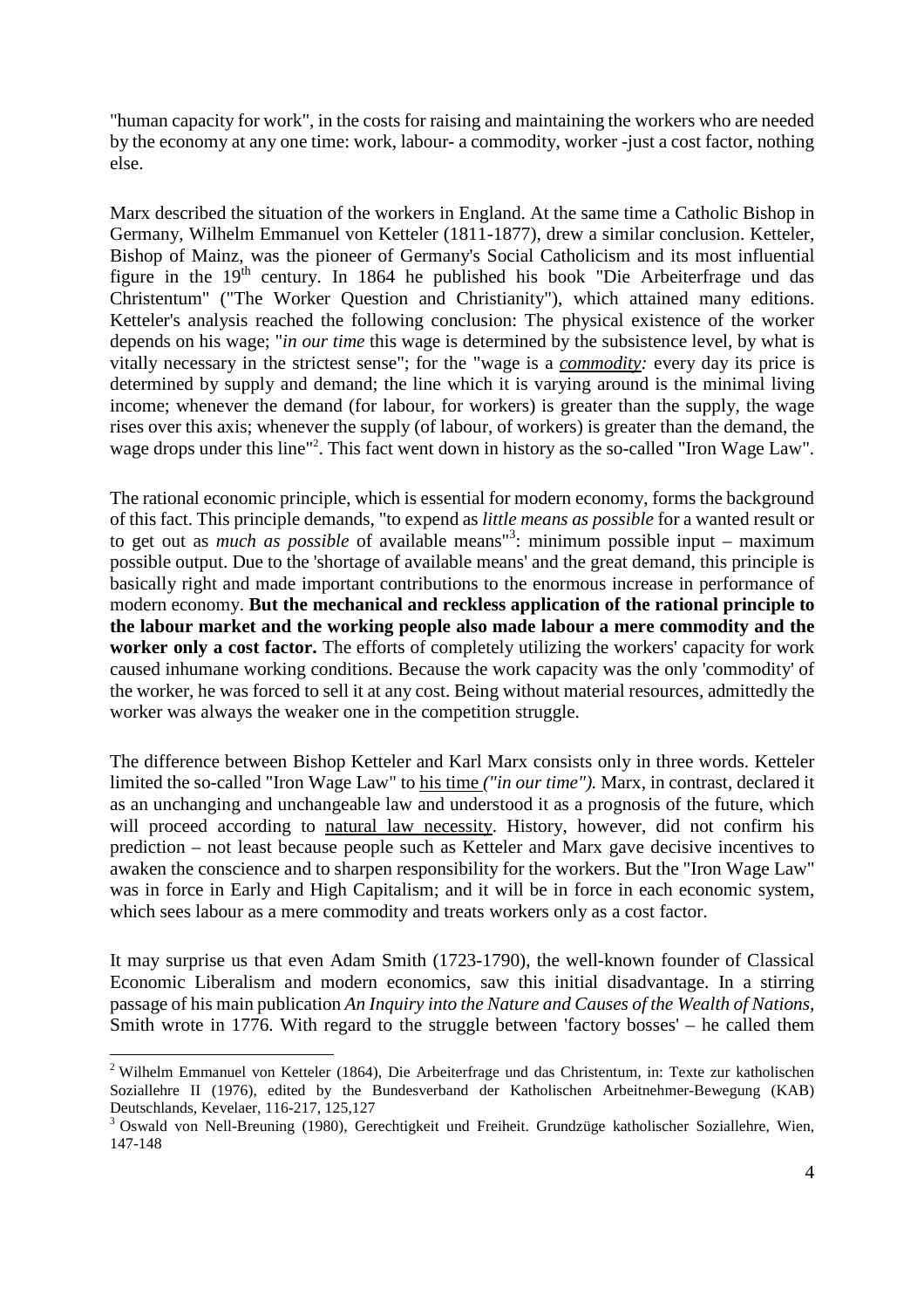"human capacity for work", in the costs for raising and maintaining the workers who are needed by the economy at any one time: work, labour- a commodity, worker -just a cost factor, nothing else.

Marx described the situation of the workers in England. At the same time a Catholic Bishop in Germany, Wilhelm Emmanuel von Ketteler (1811-1877), drew a similar conclusion. Ketteler, Bishop of Mainz, was the pioneer of Germany's Social Catholicism and its most influential figure in the 19th century. In 1864 he published his book "Die Arbeiterfrage und das Christentum" ("The Worker Question and Christianity"), which attained many editions. Ketteler's analysis reached the following conclusion: The physical existence of the worker depends on his wage; "*in our time* this wage is determined by the subsistence level, by what is vitally necessary in the strictest sense"; for the "wage is a *commodity:* every day its price is determined by supply and demand; the line which it is varying around is the minimal living income; whenever the demand (for labour, for workers) is greater than the supply, the wage rises over this axis; whenever the supply (of labour, of workers) is greater than the demand, the wage drops under this line"[2]. This fact went down in history as the so-called "Iron Wage Law".

The rational economic principle, which is essential for modern economy, forms the background of this fact. This principle demands, "to expend as *little means as possible* for a wanted result or to get out as *much as possible* of available means"[3]: minimum possible input – maximum possible output. Due to the 'shortage of available means' and the great demand, this principle is basically right and made important contributions to the enormous increase in performance of modern economy. **But the mechanical and reckless application of the rational principle to the labour market and the working people also made labour a mere commodity and the worker only a cost factor.** The efforts of completely utilizing the workers' capacity for work caused inhumane working conditions. Because the work capacity was the only 'commodity' of the worker, he was forced to sell it at any cost. Being without material resources, admittedly the worker was always the weaker one in the competition struggle.

The difference between Bishop Ketteler and Karl Marx consists only in three words. Ketteler limited the so-called "Iron Wage Law" to his time *("in our time").* Marx, in contrast, declared it as an unchanging and unchangeable law and understood it as a prognosis of the future, which will proceed according to natural law necessity. History, however, did not confirm his prediction – not least because people such as Ketteler and Marx gave decisive incentives to awaken the conscience and to sharpen responsibility for the workers. But the "Iron Wage Law" was in force in Early and High Capitalism; and it will be in force in each economic system, which sees labour as a mere commodity and treats workers only as a cost factor.

It may surprise us that even Adam Smith (1723-1790), the well-known founder of Classical Economic Liberalism and modern economics, saw this initial disadvantage. In a stirring passage of his main publication *An Inquiry into the Nature and Causes of the Wealth of Nations*, Smith wrote in 1776. With regard to the struggle between 'factory bosses' – he called them

---

[2] Wilhelm Emmanuel von Ketteler (1864), Die Arbeiterfrage und das Christentum, in: Texte zur katholischen Soziallehre II (1976), edited by the Bundesverband der Katholischen Arbeitnehmer-Bewegung (KAB) Deutschlands, Kevelaer, 116-217, 125,127

[3] Oswald von Nell-Breuning (1980), Gerechtigkeit und Freiheit. Grundzüge katholischer Soziallehre, Wien, 147-148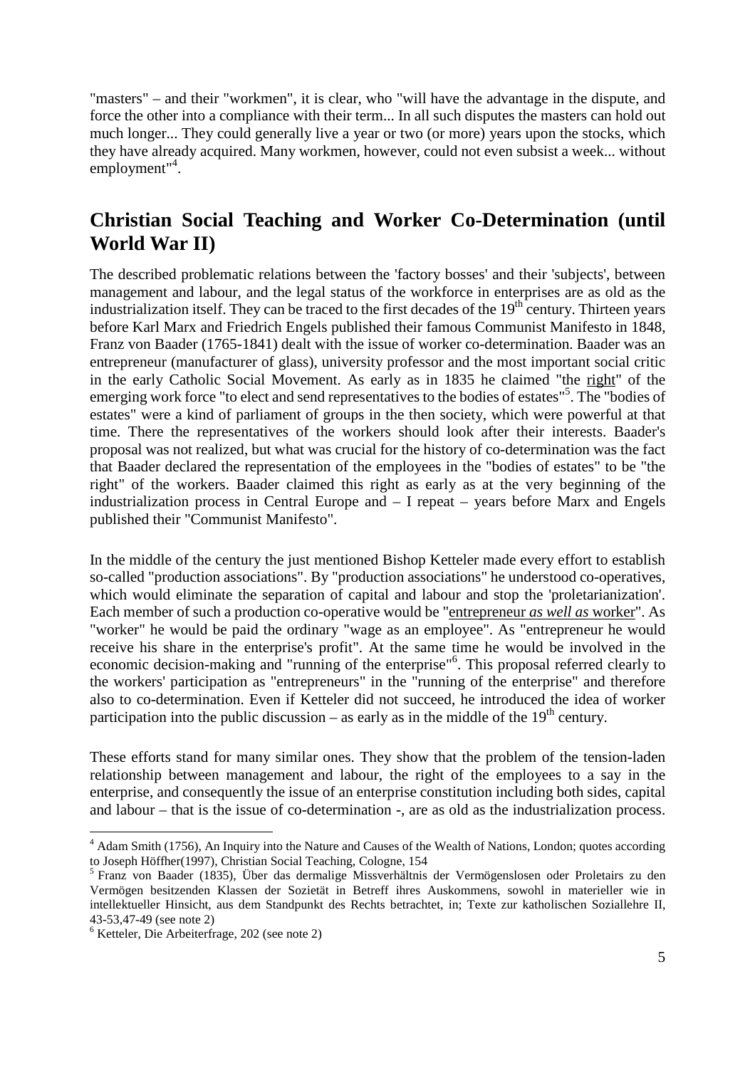"masters" – and their "workmen", it is clear, who "will have the advantage in the dispute, and force the other into a compliance with their term... In all such disputes the masters can hold out much longer... They could generally live a year or two (or more) years upon the stocks, which they have already acquired. Many workmen, however, could not even subsist a week... without employment"[4].

## Christian Social Teaching and Worker Co-Determination (until World War II)

The described problematic relations between the 'factory bosses' and their 'subjects', between management and labour, and the legal status of the workforce in enterprises are as old as the industrialization itself. They can be traced to the first decades of the 19th century. Thirteen years before Karl Marx and Friedrich Engels published their famous Communist Manifesto in 1848, Franz von Baader (1765-1841) dealt with the issue of worker co-determination. Baader was an entrepreneur (manufacturer of glass), university professor and the most important social critic in the early Catholic Social Movement. As early as in 1835 he claimed "the right" of the emerging work force "to elect and send representatives to the bodies of estates"[5]. The "bodies of estates" were a kind of parliament of groups in the then society, which were powerful at that time. There the representatives of the workers should look after their interests. Baader's proposal was not realized, but what was crucial for the history of co-determination was the fact that Baader declared the representation of the employees in the "bodies of estates" to be "the right" of the workers. Baader claimed this right as early as at the very beginning of the industrialization process in Central Europe and – I repeat – years before Marx and Engels published their "Communist Manifesto".

In the middle of the century the just mentioned Bishop Ketteler made every effort to establish so-called "production associations". By "production associations" he understood co-operatives, which would eliminate the separation of capital and labour and stop the 'proletarianization'. Each member of such a production co-operative would be "entrepreneur *as well as* worker". As "worker" he would be paid the ordinary "wage as an employee". As "entrepreneur he would receive his share in the enterprise's profit". At the same time he would be involved in the economic decision-making and "running of the enterprise"[6]. This proposal referred clearly to the workers' participation as "entrepreneurs" in the "running of the enterprise" and therefore also to co-determination. Even if Ketteler did not succeed, he introduced the idea of worker participation into the public discussion – as early as in the middle of the 19th century.

These efforts stand for many similar ones. They show that the problem of the tension-laden relationship between management and labour, the right of the employees to a say in the enterprise, and consequently the issue of an enterprise constitution including both sides, capital and labour – that is the issue of co-determination -, are as old as the industrialization process.

---

[4] Adam Smith (1756), An Inquiry into the Nature and Causes of the Wealth of Nations, London; quotes according to Joseph Höffher(1997), Christian Social Teaching, Cologne, 154

[5] Franz von Baader (1835), Über das dermalige Missverhältnis der Vermögenslosen oder Proletairs zu den Vermögen besitzenden Klassen der Sozietät in Betreff ihres Auskommens, sowohl in materieller wie in intellektueller Hinsicht, aus dem Standpunkt des Rechts betrachtet, in; Texte zur katholischen Soziallehre II, 43-53,47-49 (see note 2)

[6] Ketteler, Die Arbeiterfrage, 202 (see note 2)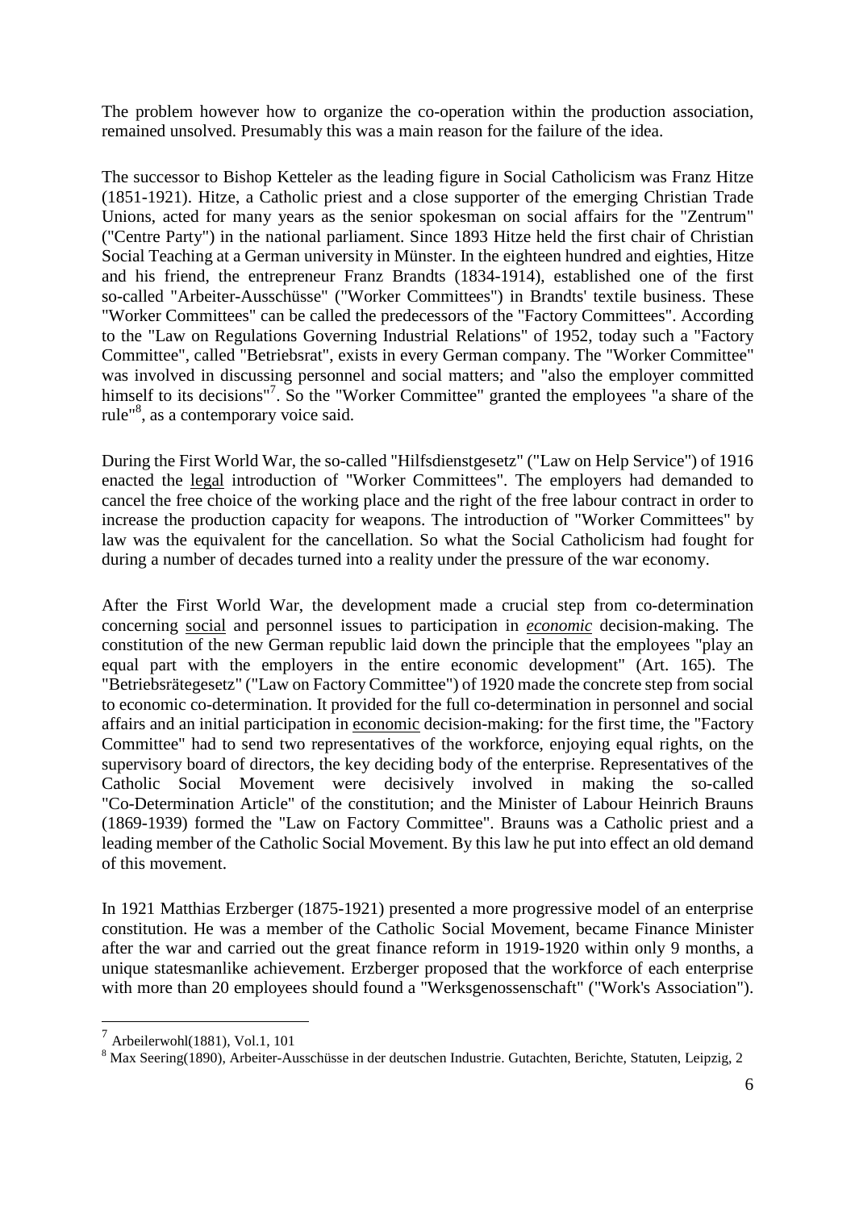The problem however how to organize the co-operation within the production association, remained unsolved. Presumably this was a main reason for the failure of the idea.

The successor to Bishop Ketteler as the leading figure in Social Catholicism was Franz Hitze (1851-1921). Hitze, a Catholic priest and a close supporter of the emerging Christian Trade Unions, acted for many years as the senior spokesman on social affairs for the "Zentrum" ("Centre Party") in the national parliament. Since 1893 Hitze held the first chair of Christian Social Teaching at a German university in Münster. In the eighteen hundred and eighties, Hitze and his friend, the entrepreneur Franz Brandts (1834-1914), established one of the first so-called "Arbeiter-Ausschüsse" ("Worker Committees") in Brandts' textile business. These "Worker Committees" can be called the predecessors of the "Factory Committees". According to the "Law on Regulations Governing Industrial Relations" of 1952, today such a "Factory Committee", called "Betriebsrat", exists in every German company. The "Worker Committee" was involved in discussing personnel and social matters; and "also the employer committed himself to its decisions"[7]. So the "Worker Committee" granted the employees "a share of the rule"[8], as a contemporary voice said.

During the First World War, the so-called "Hilfsdienstgesetz" ("Law on Help Service") of 1916 enacted the <u>legal</u> introduction of "Worker Committees". The employers had demanded to cancel the free choice of the working place and the right of the free labour contract in order to increase the production capacity for weapons. The introduction of "Worker Committees" by law was the equivalent for the cancellation. So what the Social Catholicism had fought for during a number of decades turned into a reality under the pressure of the war economy.

After the First World War, the development made a crucial step from co-determination concerning <u>social</u> and personnel issues to participation in <u>*economic*</u> decision-making. The constitution of the new German republic laid down the principle that the employees "play an equal part with the employers in the entire economic development" (Art. 165). The "Betriebsrätegesetz" ("Law on Factory Committee") of 1920 made the concrete step from social to economic co-determination. It provided for the full co-determination in personnel and social affairs and an initial participation in <u>economic</u> decision-making: for the first time, the "Factory Committee" had to send two representatives of the workforce, enjoying equal rights, on the supervisory board of directors, the key deciding body of the enterprise. Representatives of the Catholic Social Movement were decisively involved in making the so-called "Co-Determination Article" of the constitution; and the Minister of Labour Heinrich Brauns (1869-1939) formed the "Law on Factory Committee". Brauns was a Catholic priest and a leading member of the Catholic Social Movement. By this law he put into effect an old demand of this movement.

In 1921 Matthias Erzberger (1875-1921) presented a more progressive model of an enterprise constitution. He was a member of the Catholic Social Movement, became Finance Minister after the war and carried out the great finance reform in 1919-1920 within only 9 months, a unique statesmanlike achievement. Erzberger proposed that the workforce of each enterprise with more than 20 employees should found a "Werksgenossenschaft" ("Work's Association").

---

[7] Arbeilerwohl(1881), Vol.1, 101

[8] Max Seering(1890), Arbeiter-Ausschüsse in der deutschen Industrie. Gutachten, Berichte, Statuten, Leipzig, 2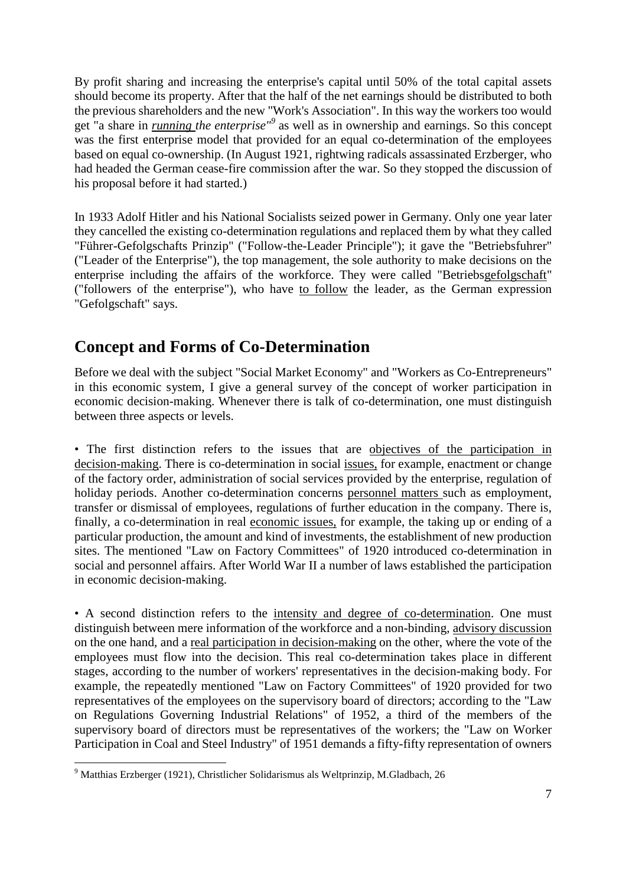By profit sharing and increasing the enterprise's capital until 50% of the total capital assets should become its property. After that the half of the net earnings should be distributed to both the previous shareholders and the new "Work's Association". In this way the workers too would get "a share in *running the enterprise"*[9] as well as in ownership and earnings. So this concept was the first enterprise model that provided for an equal co-determination of the employees based on equal co-ownership. (In August 1921, rightwing radicals assassinated Erzberger, who had headed the German cease-fire commission after the war. So they stopped the discussion of his proposal before it had started.)

In 1933 Adolf Hitler and his National Socialists seized power in Germany. Only one year later they cancelled the existing co-determination regulations and replaced them by what they called "Führer-Gefolgschafts Prinzip" ("Follow-the-Leader Principle"); it gave the "Betriebsfuhrer" ("Leader of the Enterprise"), the top management, the sole authority to make decisions on the enterprise including the affairs of the workforce. They were called "Betriebsgefolgschaft" ("followers of the enterprise"), who have to follow the leader, as the German expression "Gefolgschaft" says.

## Concept and Forms of Co-Determination

Before we deal with the subject "Social Market Economy" and "Workers as Co-Entrepreneurs" in this economic system, I give a general survey of the concept of worker participation in economic decision-making. Whenever there is talk of co-determination, one must distinguish between three aspects or levels.

• The first distinction refers to the issues that are objectives of the participation in decision-making. There is co-determination in social issues, for example, enactment or change of the factory order, administration of social services provided by the enterprise, regulation of holiday periods. Another co-determination concerns personnel matters such as employment, transfer or dismissal of employees, regulations of further education in the company. There is, finally, a co-determination in real economic issues, for example, the taking up or ending of a particular production, the amount and kind of investments, the establishment of new production sites. The mentioned "Law on Factory Committees" of 1920 introduced co-determination in social and personnel affairs. After World War II a number of laws established the participation in economic decision-making.

• A second distinction refers to the intensity and degree of co-determination. One must distinguish between mere information of the workforce and a non-binding, advisory discussion on the one hand, and a real participation in decision-making on the other, where the vote of the employees must flow into the decision. This real co-determination takes place in different stages, according to the number of workers' representatives in the decision-making body. For example, the repeatedly mentioned "Law on Factory Committees" of 1920 provided for two representatives of the employees on the supervisory board of directors; according to the "Law on Regulations Governing Industrial Relations" of 1952, a third of the members of the supervisory board of directors must be representatives of the workers; the "Law on Worker Participation in Coal and Steel Industry" of 1951 demands a fifty-fifty representation of owners

[9] Matthias Erzberger (1921), Christlicher Solidarismus als Weltprinzip, M.Gladbach, 26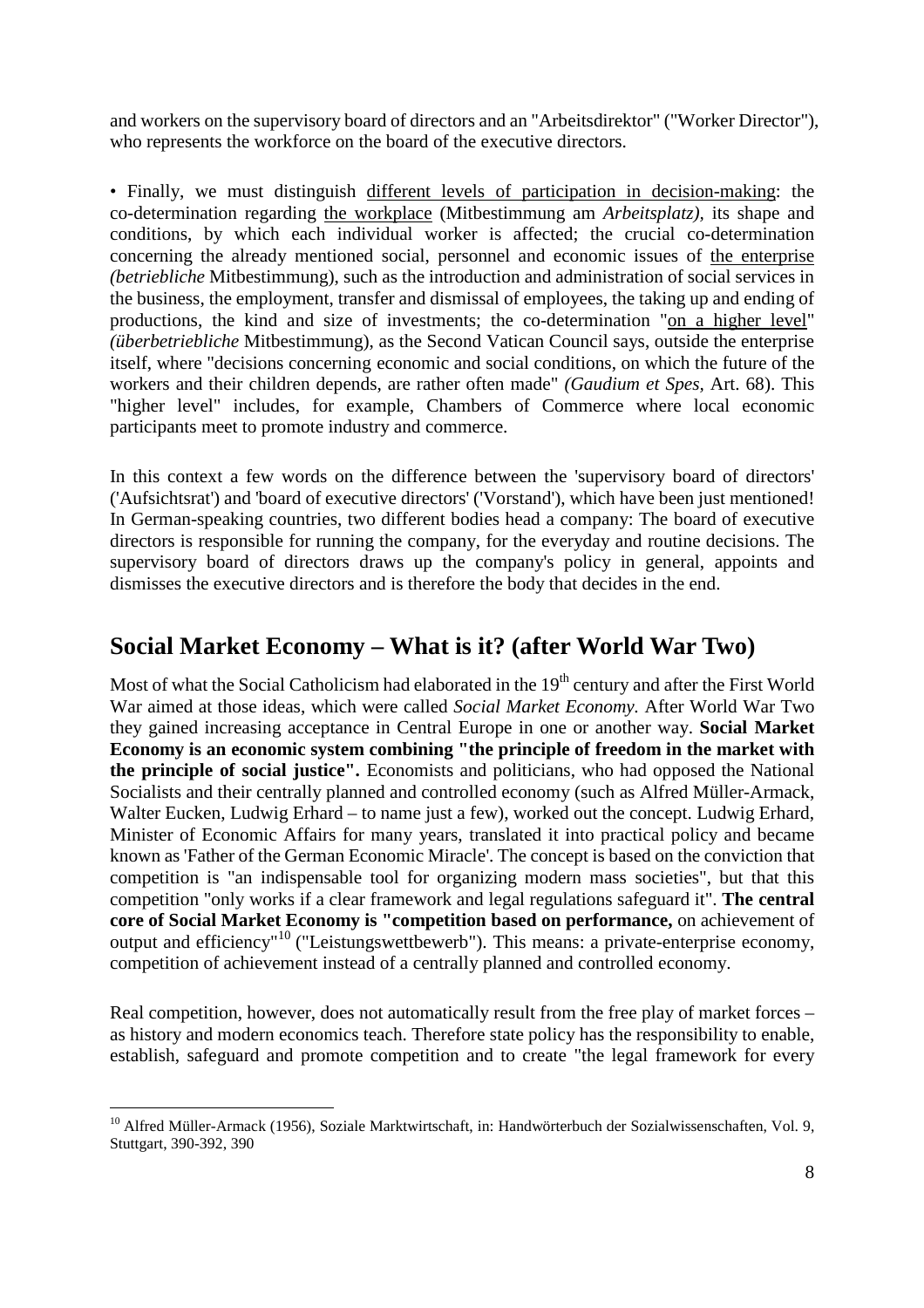and workers on the supervisory board of directors and an "Arbeitsdirektor" ("Worker Director"), who represents the workforce on the board of the executive directors.

• Finally, we must distinguish different levels of participation in decision-making: the co-determination regarding the workplace (Mitbestimmung am *Arbeitsplatz)*, its shape and conditions, by which each individual worker is affected; the crucial co-determination concerning the already mentioned social, personnel and economic issues of the enterprise *(betriebliche* Mitbestimmung), such as the introduction and administration of social services in the business, the employment, transfer and dismissal of employees, the taking up and ending of productions, the kind and size of investments; the co-determination "on a higher level" *(überbetriebliche* Mitbestimmung), as the Second Vatican Council says, outside the enterprise itself, where "decisions concerning economic and social conditions, on which the future of the workers and their children depends, are rather often made" *(Gaudium et Spes*, Art. 68). This "higher level" includes, for example, Chambers of Commerce where local economic participants meet to promote industry and commerce.

In this context a few words on the difference between the 'supervisory board of directors' ('Aufsichtsrat') and 'board of executive directors' ('Vorstand'), which have been just mentioned! In German-speaking countries, two different bodies head a company: The board of executive directors is responsible for running the company, for the everyday and routine decisions. The supervisory board of directors draws up the company's policy in general, appoints and dismisses the executive directors and is therefore the body that decides in the end.

## Social Market Economy – What is it? (after World War Two)

Most of what the Social Catholicism had elaborated in the 19th century and after the First World War aimed at those ideas, which were called *Social Market Economy.* After World War Two they gained increasing acceptance in Central Europe in one or another way. **Social Market Economy is an economic system combining "the principle of freedom in the market with the principle of social justice".** Economists and politicians, who had opposed the National Socialists and their centrally planned and controlled economy (such as Alfred Müller-Armack, Walter Eucken, Ludwig Erhard – to name just a few), worked out the concept. Ludwig Erhard, Minister of Economic Affairs for many years, translated it into practical policy and became known as 'Father of the German Economic Miracle'. The concept is based on the conviction that competition is "an indispensable tool for organizing modern mass societies", but that this competition "only works if a clear framework and legal regulations safeguard it". **The central core of Social Market Economy is "competition based on performance,** on achievement of output and efficiency"[10] ("Leistungswettbewerb"). This means: a private-enterprise economy, competition of achievement instead of a centrally planned and controlled economy.

Real competition, however, does not automatically result from the free play of market forces – as history and modern economics teach. Therefore state policy has the responsibility to enable, establish, safeguard and promote competition and to create "the legal framework for every

---

[10] Alfred Müller-Armack (1956), Soziale Marktwirtschaft, in: Handwörterbuch der Sozialwissenschaften, Vol. 9, Stuttgart, 390-392, 390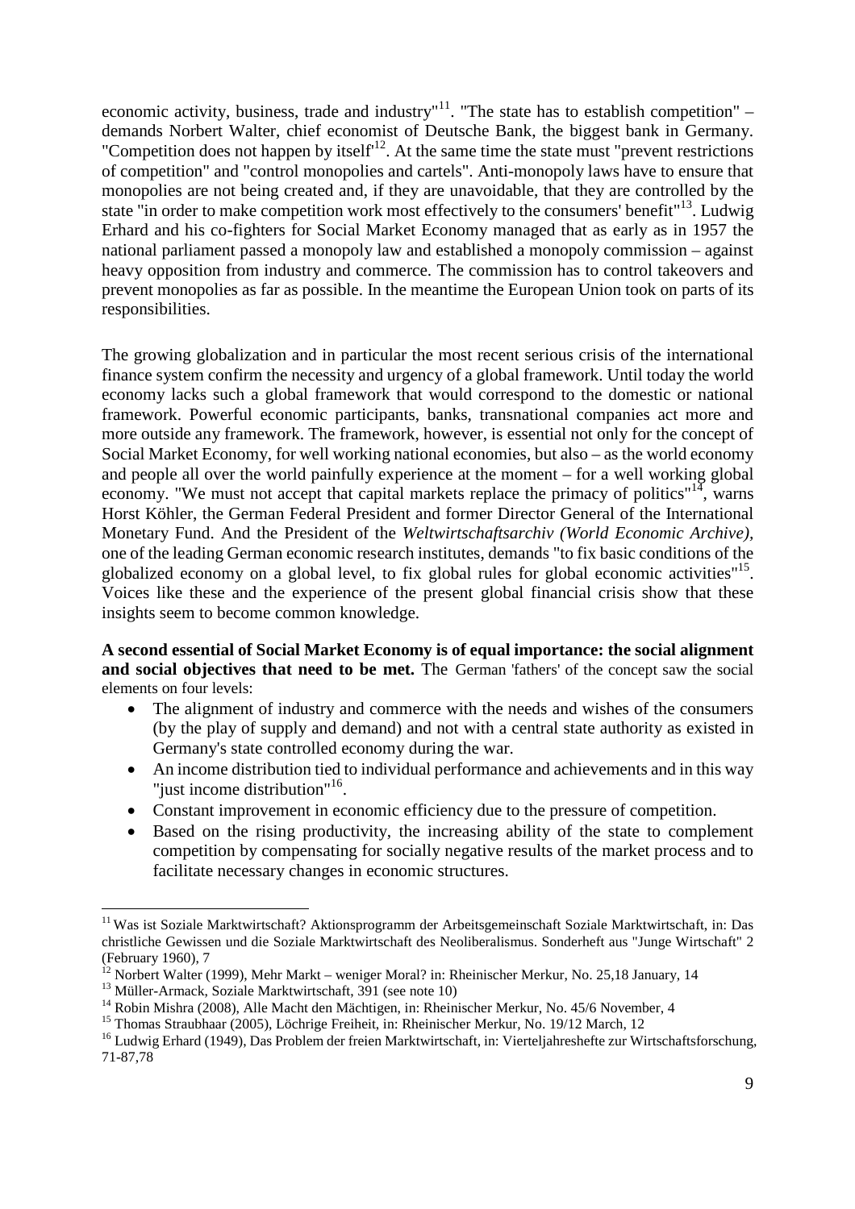economic activity, business, trade and industry"[11]. "The state has to establish competition" – demands Norbert Walter, chief economist of Deutsche Bank, the biggest bank in Germany. "Competition does not happen by itself"[12]. At the same time the state must "prevent restrictions of competition" and "control monopolies and cartels". Anti-monopoly laws have to ensure that monopolies are not being created and, if they are unavoidable, that they are controlled by the state "in order to make competition work most effectively to the consumers' benefit"[13]. Ludwig Erhard and his co-fighters for Social Market Economy managed that as early as in 1957 the national parliament passed a monopoly law and established a monopoly commission – against heavy opposition from industry and commerce. The commission has to control takeovers and prevent monopolies as far as possible. In the meantime the European Union took on parts of its responsibilities.

The growing globalization and in particular the most recent serious crisis of the international finance system confirm the necessity and urgency of a global framework. Until today the world economy lacks such a global framework that would correspond to the domestic or national framework. Powerful economic participants, banks, transnational companies act more and more outside any framework. The framework, however, is essential not only for the concept of Social Market Economy, for well working national economies, but also – as the world economy and people all over the world painfully experience at the moment – for a well working global economy. "We must not accept that capital markets replace the primacy of politics"[14], warns Horst Köhler, the German Federal President and former Director General of the International Monetary Fund. And the President of the *Weltwirtschaftsarchiv (World Economic Archive)*, one of the leading German economic research institutes, demands "to fix basic conditions of the globalized economy on a global level, to fix global rules for global economic activities"[15]. Voices like these and the experience of the present global financial crisis show that these insights seem to become common knowledge.

**A second essential of Social Market Economy is of equal importance: the social alignment and social objectives that need to be met.** The German 'fathers' of the concept saw the social elements on four levels:

- The alignment of industry and commerce with the needs and wishes of the consumers (by the play of supply and demand) and not with a central state authority as existed in Germany's state controlled economy during the war.
- An income distribution tied to individual performance and achievements and in this way "just income distribution"[16].
- Constant improvement in economic efficiency due to the pressure of competition.
- Based on the rising productivity, the increasing ability of the state to complement competition by compensating for socially negative results of the market process and to facilitate necessary changes in economic structures.

---

[11] Was ist Soziale Marktwirtschaft? Aktionsprogramm der Arbeitsgemeinschaft Soziale Marktwirtschaft, in: Das christliche Gewissen und die Soziale Marktwirtschaft des Neoliberalismus. Sonderheft aus "Junge Wirtschaft" 2 (February 1960), 7

[12] Norbert Walter (1999), Mehr Markt – weniger Moral? in: Rheinischer Merkur, No. 25,18 January, 14

[13] Müller-Armack, Soziale Marktwirtschaft, 391 (see note 10)

[14] Robin Mishra (2008), Alle Macht den Mächtigen, in: Rheinischer Merkur, No. 45/6 November, 4

[15] Thomas Straubhaar (2005), Löchrige Freiheit, in: Rheinischer Merkur, No. 19/12 March, 12

[16] Ludwig Erhard (1949), Das Problem der freien Marktwirtschaft, in: Vierteljahreshefte zur Wirtschaftsforschung, 71-87,78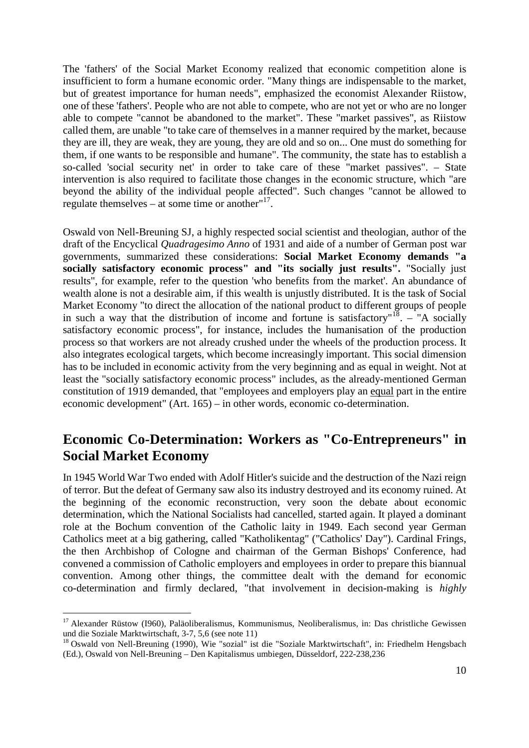The 'fathers' of the Social Market Economy realized that economic competition alone is insufficient to form a humane economic order. "Many things are indispensable to the market, but of greatest importance for human needs", emphasized the economist Alexander Riistow, one of these 'fathers'. People who are not able to compete, who are not yet or who are no longer able to compete "cannot be abandoned to the market". These "market passives", as Riistow called them, are unable "to take care of themselves in a manner required by the market, because they are ill, they are weak, they are young, they are old and so on... One must do something for them, if one wants to be responsible and humane". The community, the state has to establish a so-called 'social security net' in order to take care of these "market passives". – State intervention is also required to facilitate those changes in the economic structure, which "are beyond the ability of the individual people affected". Such changes "cannot be allowed to regulate themselves – at some time or another"[17].

Oswald von Nell-Breuning SJ, a highly respected social scientist and theologian, author of the draft of the Encyclical *Quadragesimo Anno* of 1931 and aide of a number of German post war governments, summarized these considerations: **Social Market Economy demands "a socially satisfactory economic process" and "its socially just results".** "Socially just results", for example, refer to the question 'who benefits from the market'. An abundance of wealth alone is not a desirable aim, if this wealth is unjustly distributed. It is the task of Social Market Economy "to direct the allocation of the national product to different groups of people in such a way that the distribution of income and fortune is satisfactory"[18]. – "A socially satisfactory economic process", for instance, includes the humanisation of the production process so that workers are not already crushed under the wheels of the production process. It also integrates ecological targets, which become increasingly important. This social dimension has to be included in economic activity from the very beginning and as equal in weight. Not at least the "socially satisfactory economic process" includes, as the already-mentioned German constitution of 1919 demanded, that "employees and employers play an equal part in the entire economic development" (Art. 165) – in other words, economic co-determination.

## Economic Co-Determination: Workers as "Co-Entrepreneurs" in Social Market Economy

In 1945 World War Two ended with Adolf Hitler's suicide and the destruction of the Nazi reign of terror. But the defeat of Germany saw also its industry destroyed and its economy ruined. At the beginning of the economic reconstruction, very soon the debate about economic determination, which the National Socialists had cancelled, started again. It played a dominant role at the Bochum convention of the Catholic laity in 1949. Each second year German Catholics meet at a big gathering, called "Katholikentag" ("Catholics' Day"). Cardinal Frings, the then Archbishop of Cologne and chairman of the German Bishops' Conference, had convened a commission of Catholic employers and employees in order to prepare this biannual convention. Among other things, the committee dealt with the demand for economic co-determination and firmly declared, "that involvement in decision-making is *highly*

---

[17] Alexander Rüstow (I960), Paläoliberalismus, Kommunismus, Neoliberalismus, in: Das christliche Gewissen und die Soziale Marktwirtschaft, 3-7, 5,6 (see note 11)

[18] Oswald von Nell-Breuning (1990), Wie "sozial" ist die "Soziale Marktwirtschaft", in: Friedhelm Hengsbach (Ed.), Oswald von Nell-Breuning – Den Kapitalismus umbiegen, Düsseldorf, 222-238,236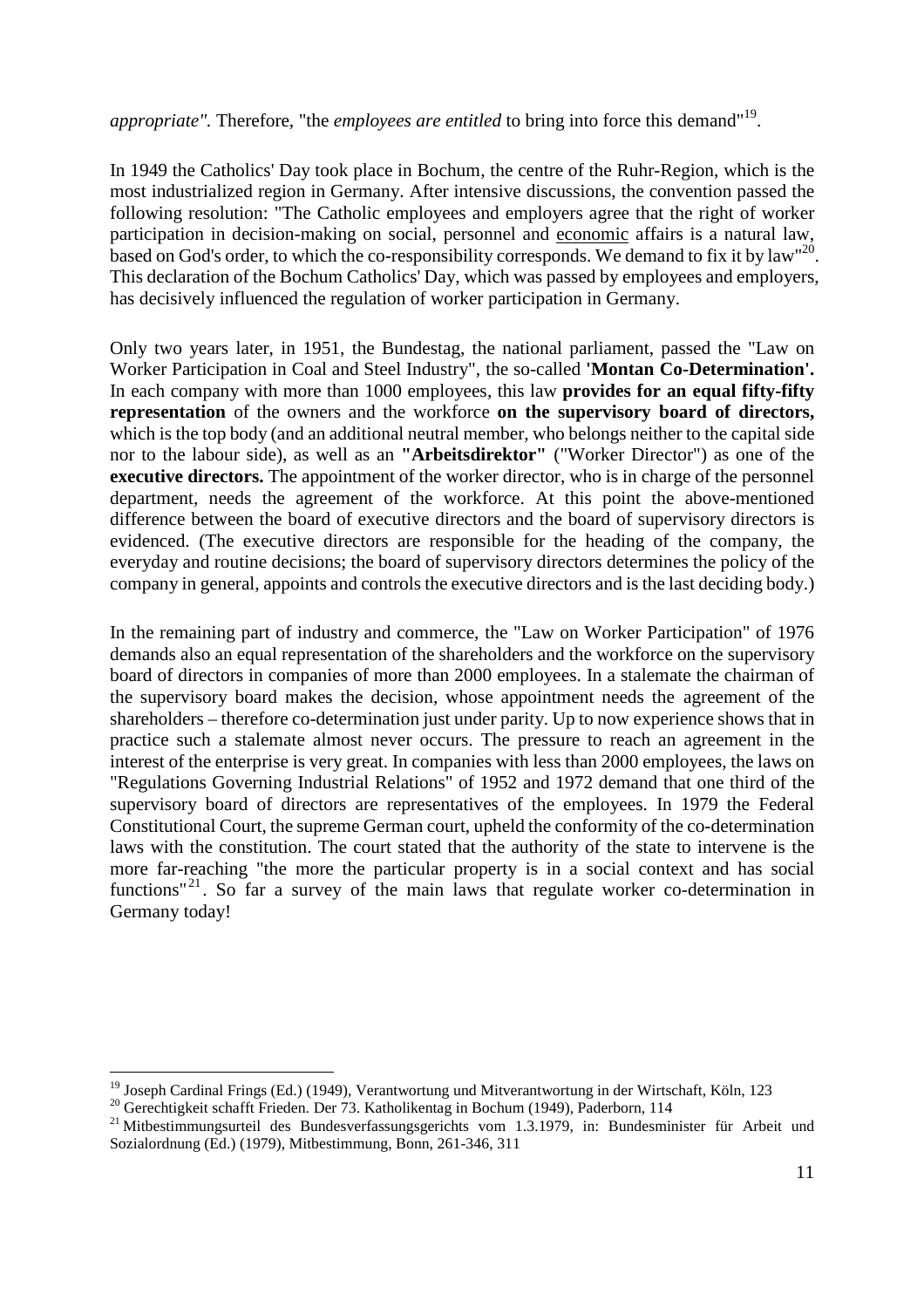*appropriate".* Therefore, "the *employees are entitled* to bring into force this demand"[19].

In 1949 the Catholics' Day took place in Bochum, the centre of the Ruhr-Region, which is the most industrialized region in Germany. After intensive discussions, the convention passed the following resolution: "The Catholic employees and employers agree that the right of worker participation in decision-making on social, personnel and <u>economic</u> affairs is a natural law, based on God's order, to which the co-responsibility corresponds. We demand to fix it by law"[20]. This declaration of the Bochum Catholics' Day, which was passed by employees and employers, has decisively influenced the regulation of worker participation in Germany.

Only two years later, in 1951, the Bundestag, the national parliament, passed the "Law on Worker Participation in Coal and Steel Industry", the so-called **'Montan Co-Determination'.** In each company with more than 1000 employees, this law **provides for an equal fifty-fifty representation** of the owners and the workforce **on the supervisory board of directors,** which is the top body (and an additional neutral member, who belongs neither to the capital side nor to the labour side), as well as an **"Arbeitsdirektor"** ("Worker Director") as one of the **executive directors.** The appointment of the worker director, who is in charge of the personnel department, needs the agreement of the workforce. At this point the above-mentioned difference between the board of executive directors and the board of supervisory directors is evidenced. (The executive directors are responsible for the heading of the company, the everyday and routine decisions; the board of supervisory directors determines the policy of the company in general, appoints and controls the executive directors and is the last deciding body.)

In the remaining part of industry and commerce, the "Law on Worker Participation" of 1976 demands also an equal representation of the shareholders and the workforce on the supervisory board of directors in companies of more than 2000 employees. In a stalemate the chairman of the supervisory board makes the decision, whose appointment needs the agreement of the shareholders – therefore co-determination just under parity. Up to now experience shows that in practice such a stalemate almost never occurs. The pressure to reach an agreement in the interest of the enterprise is very great. In companies with less than 2000 employees, the laws on "Regulations Governing Industrial Relations" of 1952 and 1972 demand that one third of the supervisory board of directors are representatives of the employees. In 1979 the Federal Constitutional Court, the supreme German court, upheld the conformity of the co-determination laws with the constitution. The court stated that the authority of the state to intervene is the more far-reaching "the more the particular property is in a social context and has social functions"[21]. So far a survey of the main laws that regulate worker co-determination in Germany today!

---

[19] Joseph Cardinal Frings (Ed.) (1949), Verantwortung und Mitverantwortung in der Wirtschaft, Köln, 123

[20] Gerechtigkeit schafft Frieden. Der 73. Katholikentag in Bochum (1949), Paderborn, 114

[21] Mitbestimmungsurteil des Bundesverfassungsgerichts vom 1.3.1979, in: Bundesminister für Arbeit und Sozialordnung (Ed.) (1979), Mitbestimmung, Bonn, 261-346, 311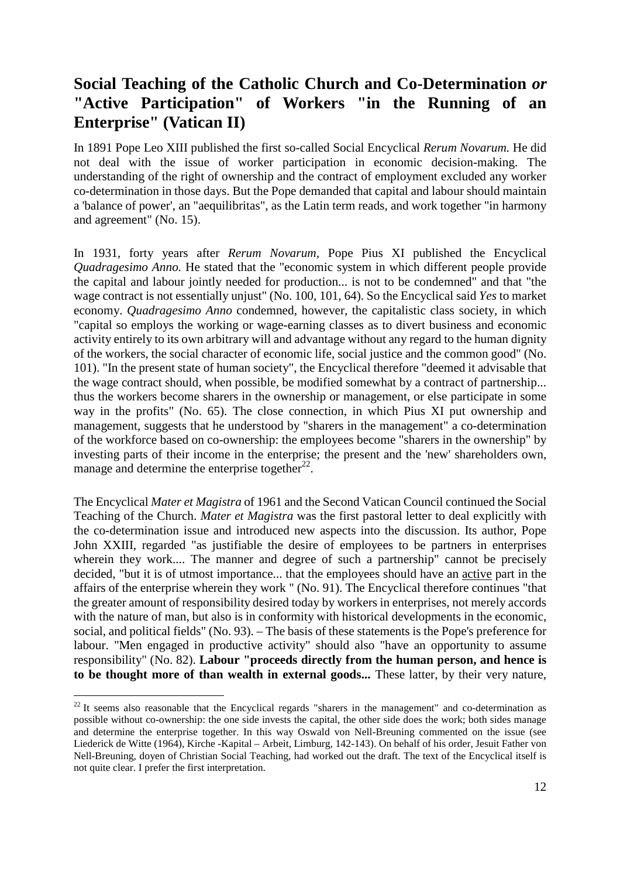## Social Teaching of the Catholic Church and Co-Determination *or* "Active Participation" of Workers "in the Running of an Enterprise" (Vatican II)

In 1891 Pope Leo XIII published the first so-called Social Encyclical *Rerum Novarum.* He did not deal with the issue of worker participation in economic decision-making. The understanding of the right of ownership and the contract of employment excluded any worker co-determination in those days. But the Pope demanded that capital and labour should maintain a 'balance of power', an "aequilibritas", as the Latin term reads, and work together "in harmony and agreement" (No. 15).

In 1931, forty years after *Rerum Novarum,* Pope Pius XI published the Encyclical *Quadragesimo Anno.* He stated that the "economic system in which different people provide the capital and labour jointly needed for production... is not to be condemned" and that "the wage contract is not essentially unjust" (No. 100, 101, 64). So the Encyclical said *Yes* to market economy. *Quadragesimo Anno* condemned, however, the capitalistic class society, in which "capital so employs the working or wage-earning classes as to divert business and economic activity entirely to its own arbitrary will and advantage without any regard to the human dignity of the workers, the social character of economic life, social justice and the common good" (No. 101). "In the present state of human society", the Encyclical therefore "deemed it advisable that the wage contract should, when possible, be modified somewhat by a contract of partnership... thus the workers become sharers in the ownership or management, or else participate in some way in the profits" (No. 65). The close connection, in which Pius XI put ownership and management, suggests that he understood by "sharers in the management" a co-determination of the workforce based on co-ownership: the employees become "sharers in the ownership" by investing parts of their income in the enterprise; the present and the 'new' shareholders own, manage and determine the enterprise together[22].

The Encyclical *Mater et Magistra* of 1961 and the Second Vatican Council continued the Social Teaching of the Church. *Mater et Magistra* was the first pastoral letter to deal explicitly with the co-determination issue and introduced new aspects into the discussion. Its author, Pope John XXIII, regarded "as justifiable the desire of employees to be partners in enterprises wherein they work.... The manner and degree of such a partnership" cannot be precisely decided, "but it is of utmost importance... that the employees should have an <u>active</u> part in the affairs of the enterprise wherein they work " (No. 91). The Encyclical therefore continues "that the greater amount of responsibility desired today by workers in enterprises, not merely accords with the nature of man, but also is in conformity with historical developments in the economic, social, and political fields" (No. 93). – The basis of these statements is the Pope's preference for labour. "Men engaged in productive activity" should also "have an opportunity to assume responsibility" (No. 82). **Labour "proceeds directly from the human person, and hence is to be thought more of than wealth in external goods...** These latter, by their very nature,

---

[22] It seems also reasonable that the Encyclical regards "sharers in the management" and co-determination as possible without co-ownership: the one side invests the capital, the other side does the work; both sides manage and determine the enterprise together. In this way Oswald von Nell-Breuning commented on the issue (see Liederick de Witte (1964), Kirche -Kapital – Arbeit, Limburg, 142-143). On behalf of his order, Jesuit Father von Nell-Breuning, doyen of Christian Social Teaching, had worked out the draft. The text of the Encyclical itself is not quite clear. I prefer the first interpretation.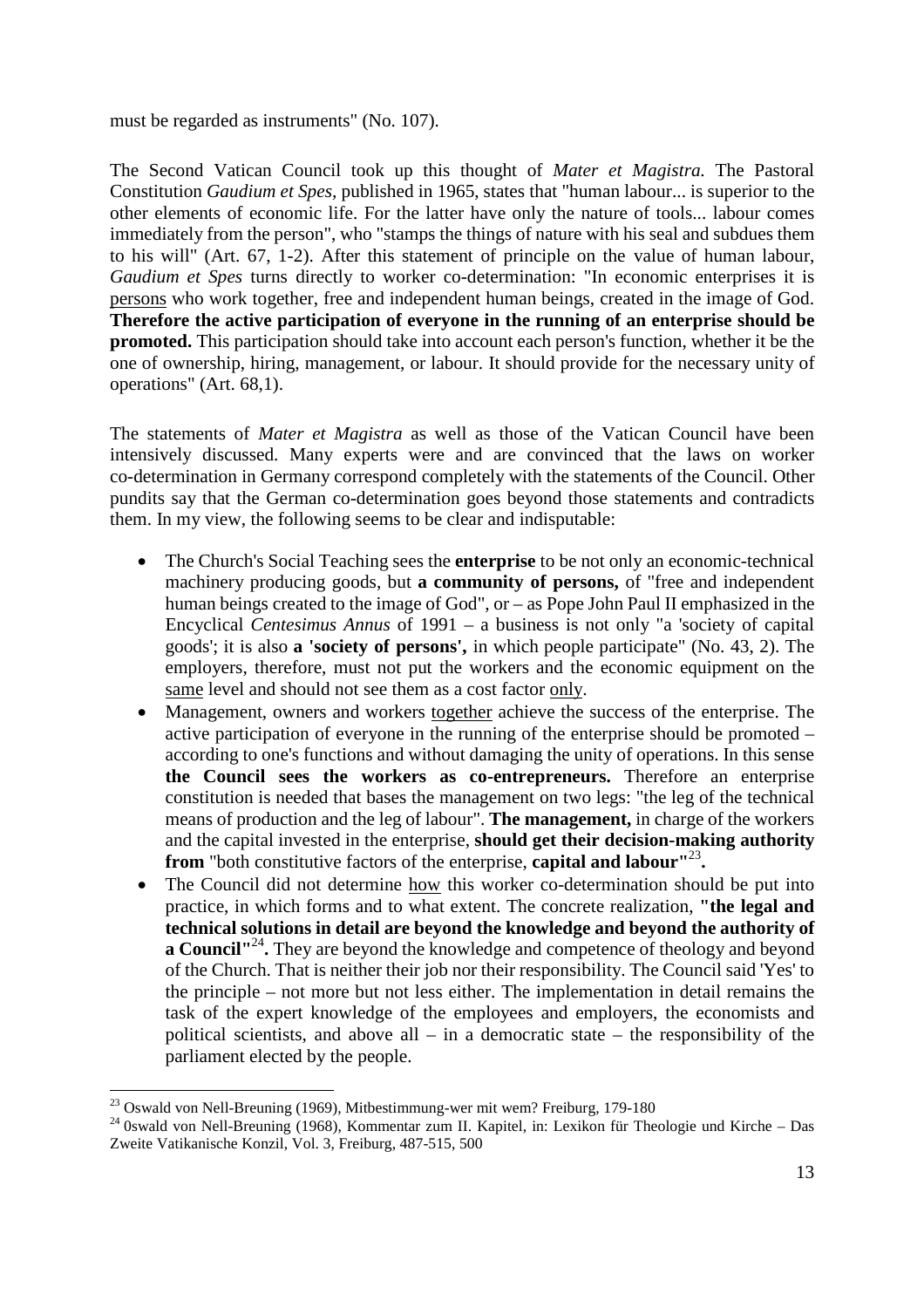must be regarded as instruments" (No. 107).

The Second Vatican Council took up this thought of *Mater et Magistra.* The Pastoral Constitution *Gaudium et Spes,* published in 1965, states that "human labour... is superior to the other elements of economic life. For the latter have only the nature of tools... labour comes immediately from the person", who "stamps the things of nature with his seal and subdues them to his will" (Art. 67, 1-2). After this statement of principle on the value of human labour, *Gaudium et Spes* turns directly to worker co-determination: "In economic enterprises it is persons who work together, free and independent human beings, created in the image of God. **Therefore the active participation of everyone in the running of an enterprise should be promoted.** This participation should take into account each person's function, whether it be the one of ownership, hiring, management, or labour. It should provide for the necessary unity of operations" (Art. 68,1).

The statements of *Mater et Magistra* as well as those of the Vatican Council have been intensively discussed. Many experts were and are convinced that the laws on worker co-determination in Germany correspond completely with the statements of the Council. Other pundits say that the German co-determination goes beyond those statements and contradicts them. In my view, the following seems to be clear and indisputable:

- The Church's Social Teaching sees the **enterprise** to be not only an economic-technical machinery producing goods, but **a community of persons,** of "free and independent human beings created to the image of God", or – as Pope John Paul II emphasized in the Encyclical *Centesimus Annus* of 1991 – a business is not only "a 'society of capital goods'; it is also **a 'society of persons',** in which people participate" (No. 43, 2). The employers, therefore, must not put the workers and the economic equipment on the same level and should not see them as a cost factor only.
- Management, owners and workers together achieve the success of the enterprise. The active participation of everyone in the running of the enterprise should be promoted – according to one's functions and without damaging the unity of operations. In this sense **the Council sees the workers as co-entrepreneurs.** Therefore an enterprise constitution is needed that bases the management on two legs: "the leg of the technical means of production and the leg of labour". **The management,** in charge of the workers and the capital invested in the enterprise, **should get their decision-making authority from** "both constitutive factors of the enterprise, **capital and labour"**[23]**.**
- The Council did not determine how this worker co-determination should be put into practice, in which forms and to what extent. The concrete realization, **"the legal and technical solutions in detail are beyond the knowledge and beyond the authority of a Council"**[24]**.** They are beyond the knowledge and competence of theology and beyond of the Church. That is neither their job nor their responsibility. The Council said 'Yes' to the principle – not more but not less either. The implementation in detail remains the task of the expert knowledge of the employees and employers, the economists and political scientists, and above all – in a democratic state – the responsibility of the parliament elected by the people.

---

[23] Oswald von Nell-Breuning (1969), Mitbestimmung-wer mit wem? Freiburg, 179-180

[24] 0swald von Nell-Breuning (1968), Kommentar zum II. Kapitel, in: Lexikon für Theologie und Kirche – Das Zweite Vatikanische Konzil, Vol. 3, Freiburg, 487-515, 500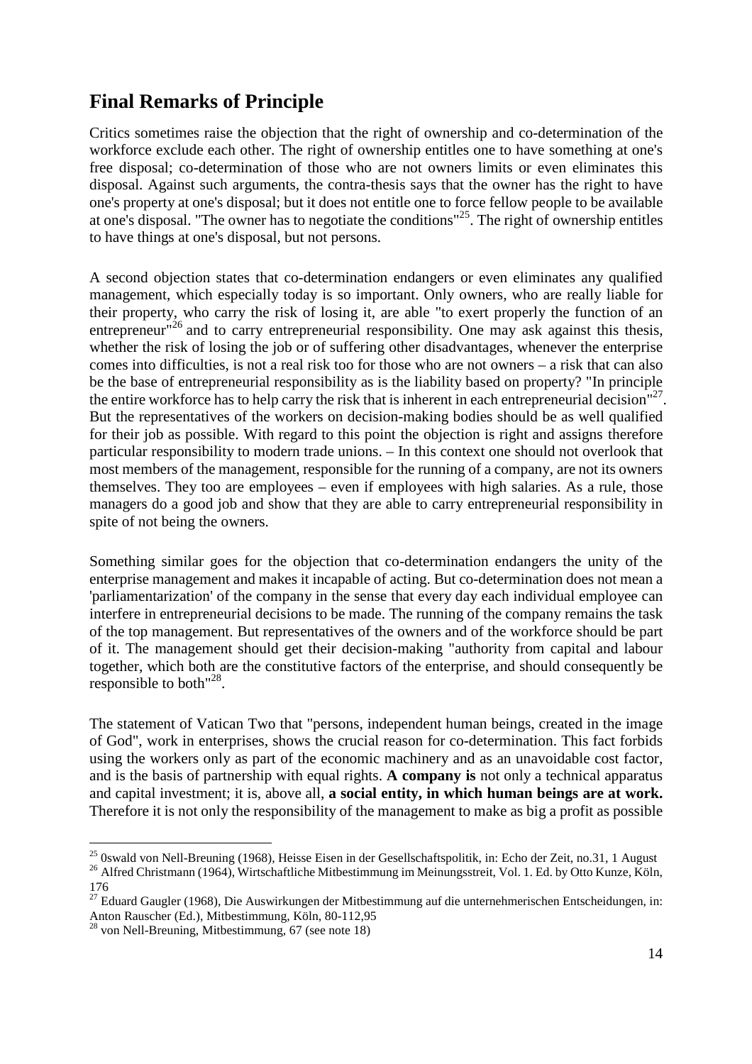## Final Remarks of Principle

Critics sometimes raise the objection that the right of ownership and co-determination of the workforce exclude each other. The right of ownership entitles one to have something at one's free disposal; co-determination of those who are not owners limits or even eliminates this disposal. Against such arguments, the contra-thesis says that the owner has the right to have one's property at one's disposal; but it does not entitle one to force fellow people to be available at one's disposal. "The owner has to negotiate the conditions"[25]. The right of ownership entitles to have things at one's disposal, but not persons.

A second objection states that co-determination endangers or even eliminates any qualified management, which especially today is so important. Only owners, who are really liable for their property, who carry the risk of losing it, are able "to exert properly the function of an entrepreneur"[26] and to carry entrepreneurial responsibility. One may ask against this thesis, whether the risk of losing the job or of suffering other disadvantages, whenever the enterprise comes into difficulties, is not a real risk too for those who are not owners – a risk that can also be the base of entrepreneurial responsibility as is the liability based on property? "In principle the entire workforce has to help carry the risk that is inherent in each entrepreneurial decision"[27]. But the representatives of the workers on decision-making bodies should be as well qualified for their job as possible. With regard to this point the objection is right and assigns therefore particular responsibility to modern trade unions. – In this context one should not overlook that most members of the management, responsible for the running of a company, are not its owners themselves. They too are employees – even if employees with high salaries. As a rule, those managers do a good job and show that they are able to carry entrepreneurial responsibility in spite of not being the owners.

Something similar goes for the objection that co-determination endangers the unity of the enterprise management and makes it incapable of acting. But co-determination does not mean a 'parliamentarization' of the company in the sense that every day each individual employee can interfere in entrepreneurial decisions to be made. The running of the company remains the task of the top management. But representatives of the owners and of the workforce should be part of it. The management should get their decision-making "authority from capital and labour together, which both are the constitutive factors of the enterprise, and should consequently be responsible to both"[28].

The statement of Vatican Two that "persons, independent human beings, created in the image of God", work in enterprises, shows the crucial reason for co-determination. This fact forbids using the workers only as part of the economic machinery and as an unavoidable cost factor, and is the basis of partnership with equal rights. **A company is** not only a technical apparatus and capital investment; it is, above all, **a social entity, in which human beings are at work.** Therefore it is not only the responsibility of the management to make as big a profit as possible

---

[25] 0swald von Nell-Breuning (1968), Heisse Eisen in der Gesellschaftspolitik, in: Echo der Zeit, no.31, 1 August

[26] Alfred Christmann (1964), Wirtschaftliche Mitbestimmung im Meinungsstreit, Vol. 1. Ed. by Otto Kunze, Köln, 176

[27] Eduard Gaugler (1968), Die Auswirkungen der Mitbestimmung auf die unternehmerischen Entscheidungen, in: Anton Rauscher (Ed.), Mitbestimmung, Köln, 80-112,95

[28] von Nell-Breuning, Mitbestimmung, 67 (see note 18)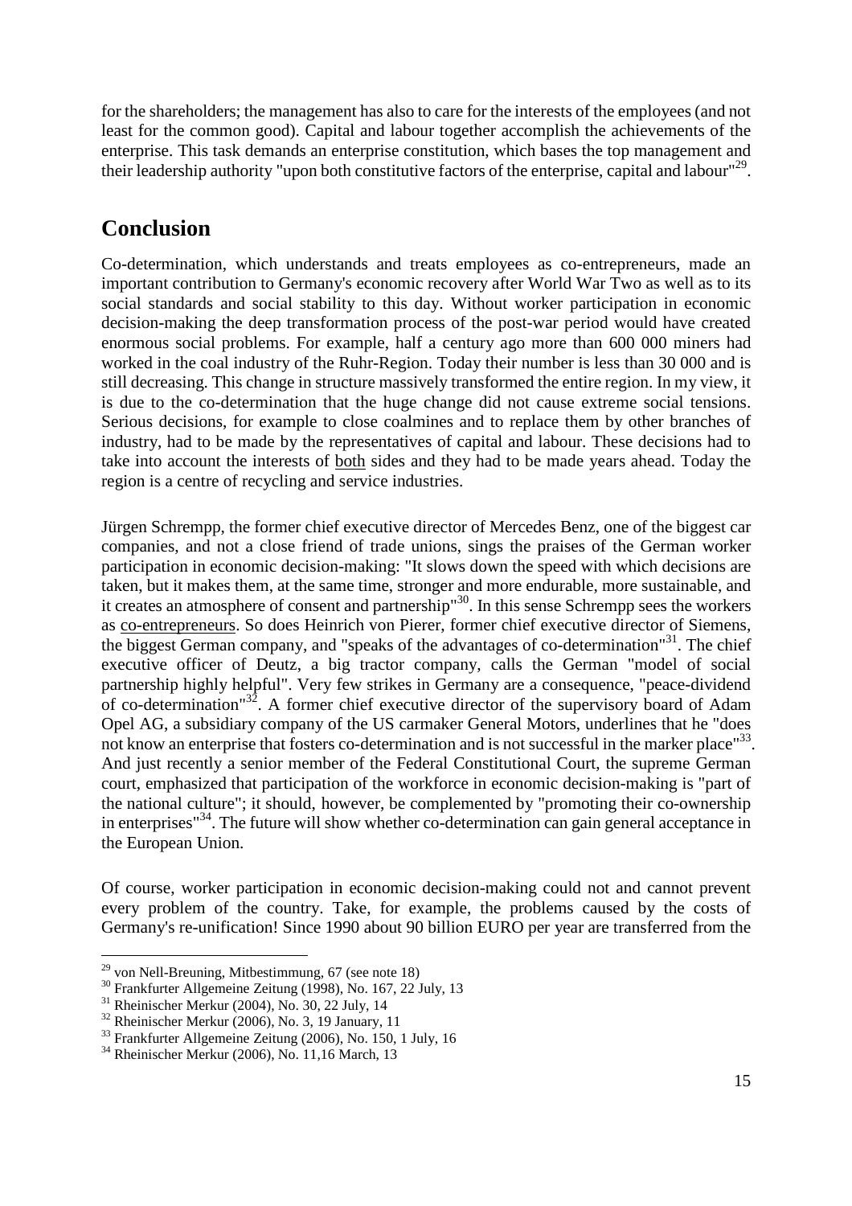for the shareholders; the management has also to care for the interests of the employees (and not least for the common good). Capital and labour together accomplish the achievements of the enterprise. This task demands an enterprise constitution, which bases the top management and their leadership authority "upon both constitutive factors of the enterprise, capital and labour"[29].

## Conclusion

Co-determination, which understands and treats employees as co-entrepreneurs, made an important contribution to Germany's economic recovery after World War Two as well as to its social standards and social stability to this day. Without worker participation in economic decision-making the deep transformation process of the post-war period would have created enormous social problems. For example, half a century ago more than 600 000 miners had worked in the coal industry of the Ruhr-Region. Today their number is less than 30 000 and is still decreasing. This change in structure massively transformed the entire region. In my view, it is due to the co-determination that the huge change did not cause extreme social tensions. Serious decisions, for example to close coalmines and to replace them by other branches of industry, had to be made by the representatives of capital and labour. These decisions had to take into account the interests of both sides and they had to be made years ahead. Today the region is a centre of recycling and service industries.

Jürgen Schrempp, the former chief executive director of Mercedes Benz, one of the biggest car companies, and not a close friend of trade unions, sings the praises of the German worker participation in economic decision-making: "It slows down the speed with which decisions are taken, but it makes them, at the same time, stronger and more endurable, more sustainable, and it creates an atmosphere of consent and partnership"[30]. In this sense Schrempp sees the workers as co-entrepreneurs. So does Heinrich von Pierer, former chief executive director of Siemens, the biggest German company, and "speaks of the advantages of co-determination"[31]. The chief executive officer of Deutz, a big tractor company, calls the German "model of social partnership highly helpful". Very few strikes in Germany are a consequence, "peace-dividend of co-determination"[32]. A former chief executive director of the supervisory board of Adam Opel AG, a subsidiary company of the US carmaker General Motors, underlines that he "does not know an enterprise that fosters co-determination and is not successful in the marker place"[33]. And just recently a senior member of the Federal Constitutional Court, the supreme German court, emphasized that participation of the workforce in economic decision-making is "part of the national culture"; it should, however, be complemented by "promoting their co-ownership in enterprises"[34]. The future will show whether co-determination can gain general acceptance in the European Union.

Of course, worker participation in economic decision-making could not and cannot prevent every problem of the country. Take, for example, the problems caused by the costs of Germany's re-unification! Since 1990 about 90 billion EURO per year are transferred from the

---

[29] von Nell-Breuning, Mitbestimmung, 67 (see note 18)
[30] Frankfurter Allgemeine Zeitung (1998), No. 167, 22 July, 13
[31] Rheinischer Merkur (2004), No. 30, 22 July, 14
[32] Rheinischer Merkur (2006), No. 3, 19 January, 11
[33] Frankfurter Allgemeine Zeitung (2006), No. 150, 1 July, 16
[34] Rheinischer Merkur (2006), No. 11,16 March, 13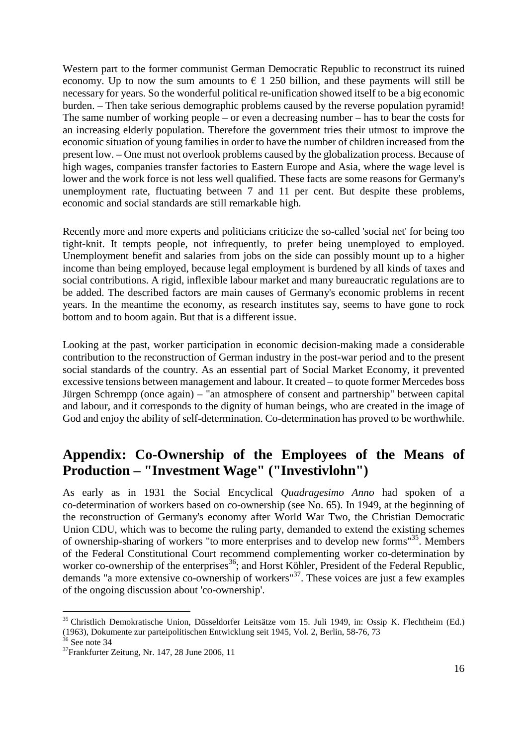Western part to the former communist German Democratic Republic to reconstruct its ruined economy. Up to now the sum amounts to € 1 250 billion, and these payments will still be necessary for years. So the wonderful political re-unification showed itself to be a big economic burden. – Then take serious demographic problems caused by the reverse population pyramid! The same number of working people – or even a decreasing number – has to bear the costs for an increasing elderly population. Therefore the government tries their utmost to improve the economic situation of young families in order to have the number of children increased from the present low. – One must not overlook problems caused by the globalization process. Because of high wages, companies transfer factories to Eastern Europe and Asia, where the wage level is lower and the work force is not less well qualified. These facts are some reasons for Germany's unemployment rate, fluctuating between 7 and 11 per cent. But despite these problems, economic and social standards are still remarkable high.

Recently more and more experts and politicians criticize the so-called 'social net' for being too tight-knit. It tempts people, not infrequently, to prefer being unemployed to employed. Unemployment benefit and salaries from jobs on the side can possibly mount up to a higher income than being employed, because legal employment is burdened by all kinds of taxes and social contributions. A rigid, inflexible labour market and many bureaucratic regulations are to be added. The described factors are main causes of Germany's economic problems in recent years. In the meantime the economy, as research institutes say, seems to have gone to rock bottom and to boom again. But that is a different issue.

Looking at the past, worker participation in economic decision-making made a considerable contribution to the reconstruction of German industry in the post-war period and to the present social standards of the country. As an essential part of Social Market Economy, it prevented excessive tensions between management and labour. It created – to quote former Mercedes boss Jürgen Schrempp (once again) – "an atmosphere of consent and partnership" between capital and labour, and it corresponds to the dignity of human beings, who are created in the image of God and enjoy the ability of self-determination. Co-determination has proved to be worthwhile.

## Appendix: Co-Ownership of the Employees of the Means of Production – "Investment Wage" ("Investivlohn")

As early as in 1931 the Social Encyclical *Quadragesimo Anno* had spoken of a co-determination of workers based on co-ownership (see No. 65). In 1949, at the beginning of the reconstruction of Germany's economy after World War Two, the Christian Democratic Union CDU, which was to become the ruling party, demanded to extend the existing schemes of ownership-sharing of workers "to more enterprises and to develop new forms"[35]. Members of the Federal Constitutional Court recommend complementing worker co-determination by worker co-ownership of the enterprises[36]; and Horst Köhler, President of the Federal Republic, demands "a more extensive co-ownership of workers"[37]. These voices are just a few examples of the ongoing discussion about 'co-ownership'.

---

[35] Christlich Demokratische Union, Düsseldorfer Leitsätze vom 15. Juli 1949, in: Ossip K. Flechtheim (Ed.) (1963), Dokumente zur parteipolitischen Entwicklung seit 1945, Vol. 2, Berlin, 58-76, 73

[36] See note 34

[37] Frankfurter Zeitung, Nr. 147, 28 June 2006, 11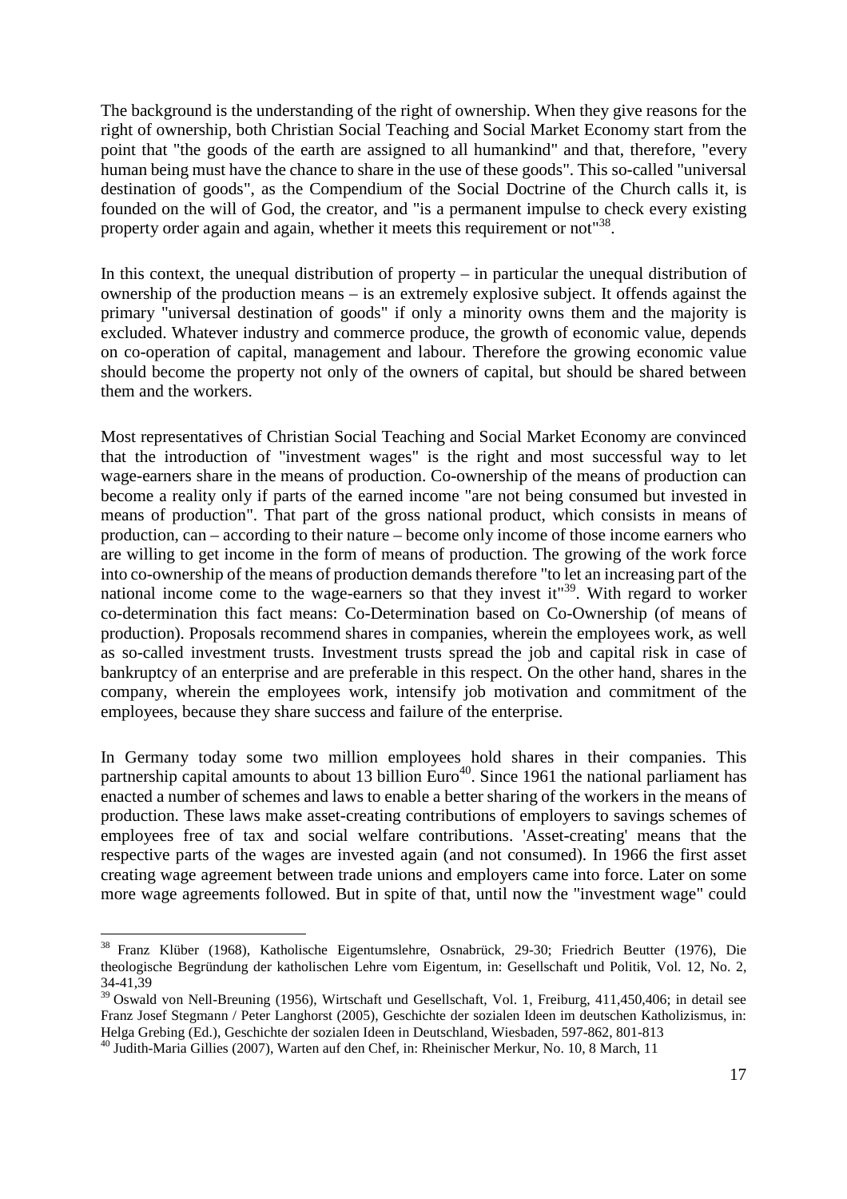The background is the understanding of the right of ownership. When they give reasons for the right of ownership, both Christian Social Teaching and Social Market Economy start from the point that "the goods of the earth are assigned to all humankind" and that, therefore, "every human being must have the chance to share in the use of these goods". This so-called "universal destination of goods", as the Compendium of the Social Doctrine of the Church calls it, is founded on the will of God, the creator, and "is a permanent impulse to check every existing property order again and again, whether it meets this requirement or not"[38].

In this context, the unequal distribution of property – in particular the unequal distribution of ownership of the production means – is an extremely explosive subject. It offends against the primary "universal destination of goods" if only a minority owns them and the majority is excluded. Whatever industry and commerce produce, the growth of economic value, depends on co-operation of capital, management and labour. Therefore the growing economic value should become the property not only of the owners of capital, but should be shared between them and the workers.

Most representatives of Christian Social Teaching and Social Market Economy are convinced that the introduction of "investment wages" is the right and most successful way to let wage-earners share in the means of production. Co-ownership of the means of production can become a reality only if parts of the earned income "are not being consumed but invested in means of production". That part of the gross national product, which consists in means of production, can – according to their nature – become only income of those income earners who are willing to get income in the form of means of production. The growing of the work force into co-ownership of the means of production demands therefore "to let an increasing part of the national income come to the wage-earners so that they invest it"[39]. With regard to worker co-determination this fact means: Co-Determination based on Co-Ownership (of means of production). Proposals recommend shares in companies, wherein the employees work, as well as so-called investment trusts. Investment trusts spread the job and capital risk in case of bankruptcy of an enterprise and are preferable in this respect. On the other hand, shares in the company, wherein the employees work, intensify job motivation and commitment of the employees, because they share success and failure of the enterprise.

In Germany today some two million employees hold shares in their companies. This partnership capital amounts to about 13 billion Euro[40]. Since 1961 the national parliament has enacted a number of schemes and laws to enable a better sharing of the workers in the means of production. These laws make asset-creating contributions of employers to savings schemes of employees free of tax and social welfare contributions. 'Asset-creating' means that the respective parts of the wages are invested again (and not consumed). In 1966 the first asset creating wage agreement between trade unions and employers came into force. Later on some more wage agreements followed. But in spite of that, until now the "investment wage" could

---

[38] Franz Klüber (1968), Katholische Eigentumslehre, Osnabrück, 29-30; Friedrich Beutter (1976), Die theologische Begründung der katholischen Lehre vom Eigentum, in: Gesellschaft und Politik, Vol. 12, No. 2, 34-41,39

[39] Oswald von Nell-Breuning (1956), Wirtschaft und Gesellschaft, Vol. 1, Freiburg, 411,450,406; in detail see Franz Josef Stegmann / Peter Langhorst (2005), Geschichte der sozialen Ideen im deutschen Katholizismus, in: Helga Grebing (Ed.), Geschichte der sozialen Ideen in Deutschland, Wiesbaden, 597-862, 801-813

[40] Judith-Maria Gillies (2007), Warten auf den Chef, in: Rheinischer Merkur, No. 10, 8 March, 11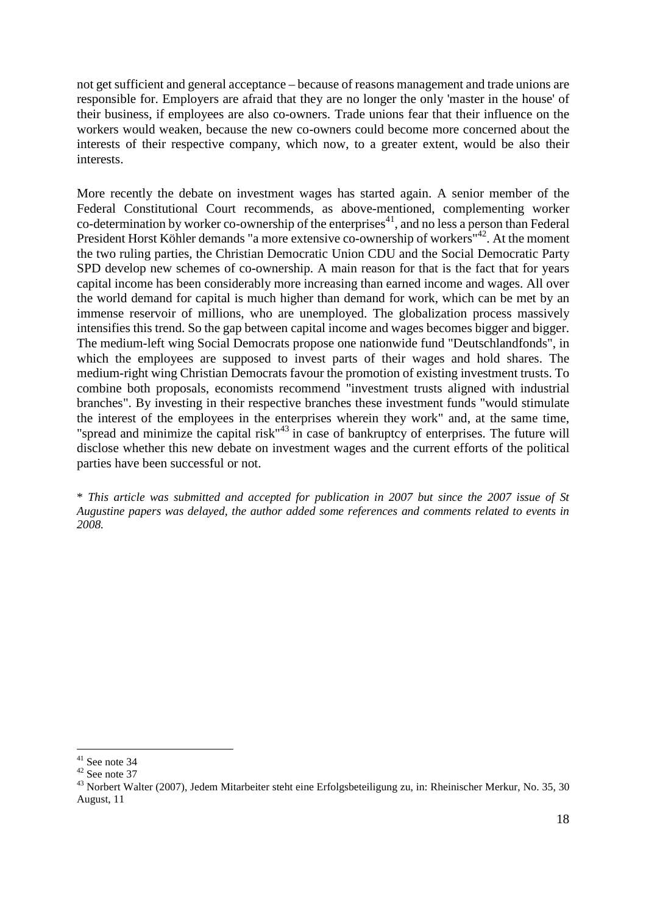not get sufficient and general acceptance – because of reasons management and trade unions are responsible for. Employers are afraid that they are no longer the only 'master in the house' of their business, if employees are also co-owners. Trade unions fear that their influence on the workers would weaken, because the new co-owners could become more concerned about the interests of their respective company, which now, to a greater extent, would be also their interests.

More recently the debate on investment wages has started again. A senior member of the Federal Constitutional Court recommends, as above-mentioned, complementing worker co-determination by worker co-ownership of the enterprises[41], and no less a person than Federal President Horst Köhler demands "a more extensive co-ownership of workers"[42]. At the moment the two ruling parties, the Christian Democratic Union CDU and the Social Democratic Party SPD develop new schemes of co-ownership. A main reason for that is the fact that for years capital income has been considerably more increasing than earned income and wages. All over the world demand for capital is much higher than demand for work, which can be met by an immense reservoir of millions, who are unemployed. The globalization process massively intensifies this trend. So the gap between capital income and wages becomes bigger and bigger. The medium-left wing Social Democrats propose one nationwide fund "Deutschlandfonds", in which the employees are supposed to invest parts of their wages and hold shares. The medium-right wing Christian Democrats favour the promotion of existing investment trusts. To combine both proposals, economists recommend "investment trusts aligned with industrial branches". By investing in their respective branches these investment funds "would stimulate the interest of the employees in the enterprises wherein they work" and, at the same time, "spread and minimize the capital risk"[43] in case of bankruptcy of enterprises. The future will disclose whether this new debate on investment wages and the current efforts of the political parties have been successful or not.

\* *This article was submitted and accepted for publication in 2007 but since the 2007 issue of St Augustine papers was delayed, the author added some references and comments related to events in 2008.*

---

[41] See note 34

[42] See note 37

[43] Norbert Walter (2007), Jedem Mitarbeiter steht eine Erfolgsbeteiligung zu, in: Rheinischer Merkur, No. 35, 30 August, 11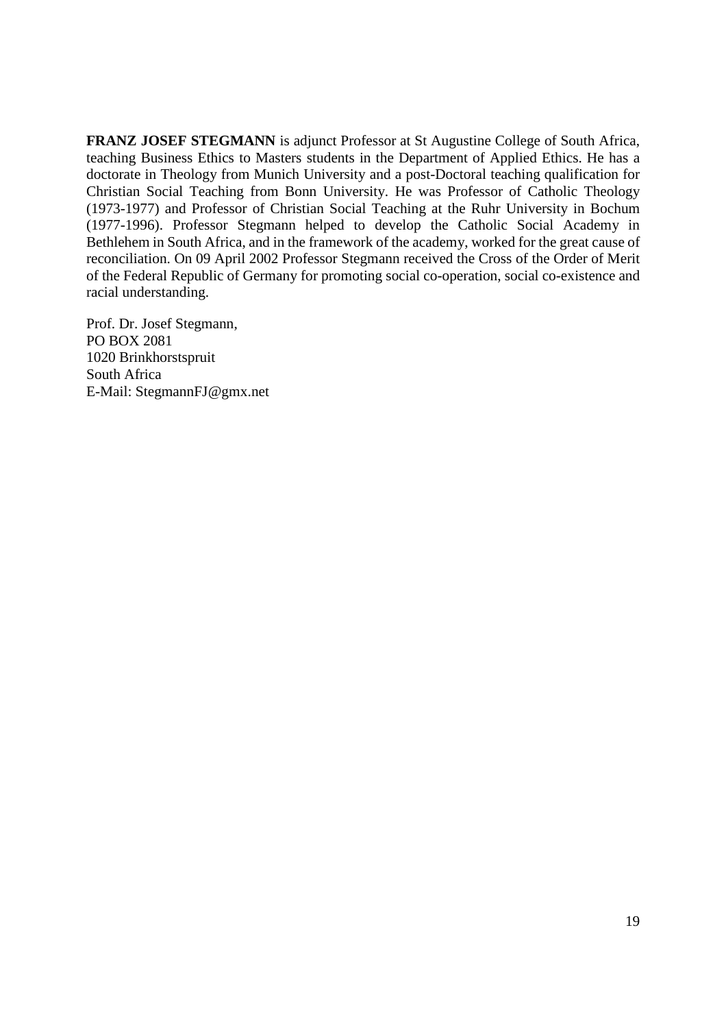**FRANZ JOSEF STEGMANN** is adjunct Professor at St Augustine College of South Africa, teaching Business Ethics to Masters students in the Department of Applied Ethics. He has a doctorate in Theology from Munich University and a post-Doctoral teaching qualification for Christian Social Teaching from Bonn University. He was Professor of Catholic Theology (1973-1977) and Professor of Christian Social Teaching at the Ruhr University in Bochum (1977-1996). Professor Stegmann helped to develop the Catholic Social Academy in Bethlehem in South Africa, and in the framework of the academy, worked for the great cause of reconciliation. On 09 April 2002 Professor Stegmann received the Cross of the Order of Merit of the Federal Republic of Germany for promoting social co-operation, social co-existence and racial understanding.

Prof. Dr. Josef Stegmann,
PO BOX 2081
1020 Brinkhorstspruit
South Africa
E-Mail: StegmannFJ@gmx.net